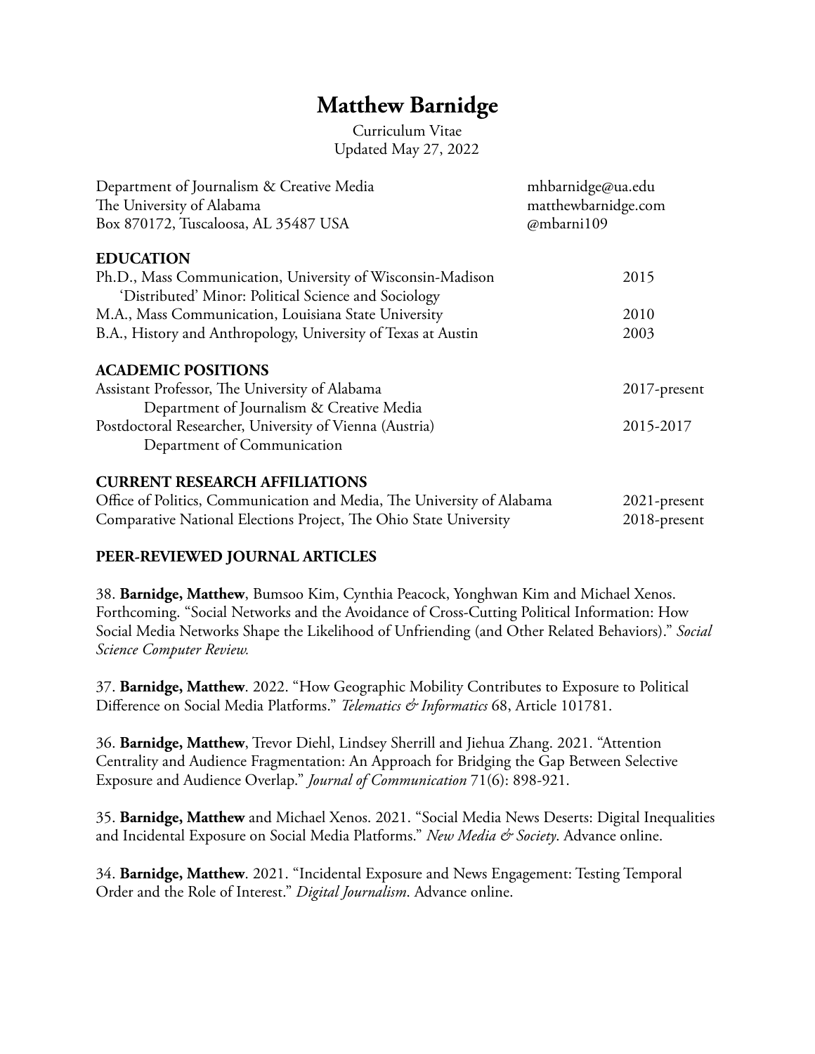# Matthew Barnidge

Curriculum Vitae
Updated May 27, 2022

Department of Journalism & Creative Media
The University of Alabama
Box 870172, Tuscaloosa, AL 35487 USA

mhbarnidge@ua.edu
matthewbarnidge.com
@mbarni109

## EDUCATION

Ph.D., Mass Communication, University of Wisconsin-Madison — 2015
'Distributed' Minor: Political Science and Sociology
M.A., Mass Communication, Louisiana State University — 2010
B.A., History and Anthropology, University of Texas at Austin — 2003

## ACADEMIC POSITIONS

Assistant Professor, The University of Alabama — 2017-present
Department of Journalism & Creative Media
Postdoctoral Researcher, University of Vienna (Austria) — 2015-2017
Department of Communication

## CURRENT RESEARCH AFFILIATIONS

Office of Politics, Communication and Media, The University of Alabama — 2021-present
Comparative National Elections Project, The Ohio State University — 2018-present

## PEER-REVIEWED JOURNAL ARTICLES

38. **Barnidge, Matthew**, Bumsoo Kim, Cynthia Peacock, Yonghwan Kim and Michael Xenos. Forthcoming. "Social Networks and the Avoidance of Cross-Cutting Political Information: How Social Media Networks Shape the Likelihood of Unfriending (and Other Related Behaviors)." *Social Science Computer Review.*

37. **Barnidge, Matthew**. 2022. "How Geographic Mobility Contributes to Exposure to Political Difference on Social Media Platforms." *Telematics & Informatics* 68, Article 101781.

36. **Barnidge, Matthew**, Trevor Diehl, Lindsey Sherrill and Jiehua Zhang. 2021. "Attention Centrality and Audience Fragmentation: An Approach for Bridging the Gap Between Selective Exposure and Audience Overlap." *Journal of Communication* 71(6): 898-921.

35. **Barnidge, Matthew** and Michael Xenos. 2021. "Social Media News Deserts: Digital Inequalities and Incidental Exposure on Social Media Platforms." *New Media & Society*. Advance online.

34. **Barnidge, Matthew**. 2021. "Incidental Exposure and News Engagement: Testing Temporal Order and the Role of Interest." *Digital Journalism*. Advance online.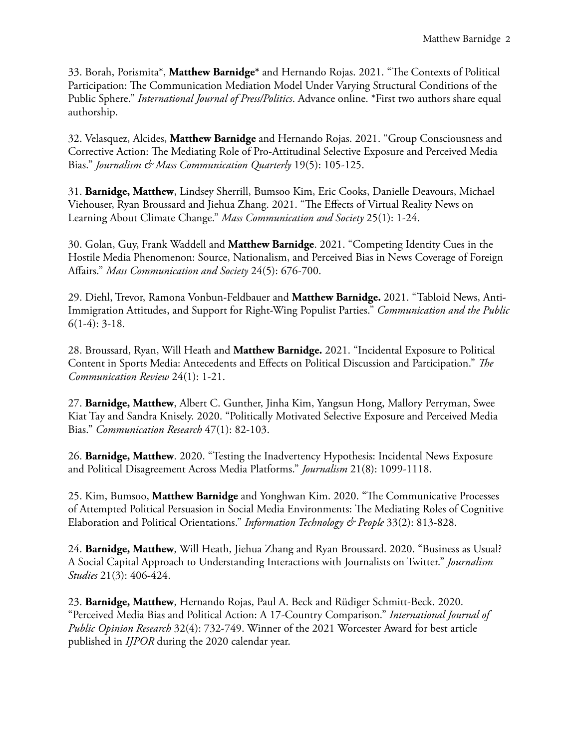33. Borah, Porismita*, **Matthew Barnidge*** and Hernando Rojas. 2021. "The Contexts of Political Participation: The Communication Mediation Model Under Varying Structural Conditions of the Public Sphere." *International Journal of Press/Politics*. Advance online. *First two authors share equal authorship.

32. Velasquez, Alcides, **Matthew Barnidge** and Hernando Rojas. 2021. "Group Consciousness and Corrective Action: The Mediating Role of Pro-Attitudinal Selective Exposure and Perceived Media Bias." *Journalism & Mass Communication Quarterly* 19(5): 105-125.

31. **Barnidge, Matthew**, Lindsey Sherrill, Bumsoo Kim, Eric Cooks, Danielle Deavours, Michael Viehouser, Ryan Broussard and Jiehua Zhang. 2021. "The Effects of Virtual Reality News on Learning About Climate Change." *Mass Communication and Society* 25(1): 1-24.

30. Golan, Guy, Frank Waddell and **Matthew Barnidge**. 2021. "Competing Identity Cues in the Hostile Media Phenomenon: Source, Nationalism, and Perceived Bias in News Coverage of Foreign Affairs." *Mass Communication and Society* 24(5): 676-700.

29. Diehl, Trevor, Ramona Vonbun-Feldbauer and **Matthew Barnidge.** 2021. "Tabloid News, Anti-Immigration Attitudes, and Support for Right-Wing Populist Parties." *Communication and the Public* 6(1-4): 3-18.

28. Broussard, Ryan, Will Heath and **Matthew Barnidge.** 2021. "Incidental Exposure to Political Content in Sports Media: Antecedents and Effects on Political Discussion and Participation." *The Communication Review* 24(1): 1-21.

27. **Barnidge, Matthew**, Albert C. Gunther, Jinha Kim, Yangsun Hong, Mallory Perryman, Swee Kiat Tay and Sandra Knisely. 2020. "Politically Motivated Selective Exposure and Perceived Media Bias." *Communication Research* 47(1): 82-103.

26. **Barnidge, Matthew**. 2020. "Testing the Inadvertency Hypothesis: Incidental News Exposure and Political Disagreement Across Media Platforms." *Journalism* 21(8): 1099-1118.

25. Kim, Bumsoo, **Matthew Barnidge** and Yonghwan Kim. 2020. "The Communicative Processes of Attempted Political Persuasion in Social Media Environments: The Mediating Roles of Cognitive Elaboration and Political Orientations." *Information Technology & People* 33(2): 813-828.

24. **Barnidge, Matthew**, Will Heath, Jiehua Zhang and Ryan Broussard. 2020. "Business as Usual? A Social Capital Approach to Understanding Interactions with Journalists on Twitter." *Journalism Studies* 21(3): 406-424.

23. **Barnidge, Matthew**, Hernando Rojas, Paul A. Beck and Rüdiger Schmitt-Beck. 2020. "Perceived Media Bias and Political Action: A 17-Country Comparison." *International Journal of Public Opinion Research* 32(4): 732-749. Winner of the 2021 Worcester Award for best article published in *IJPOR* during the 2020 calendar year.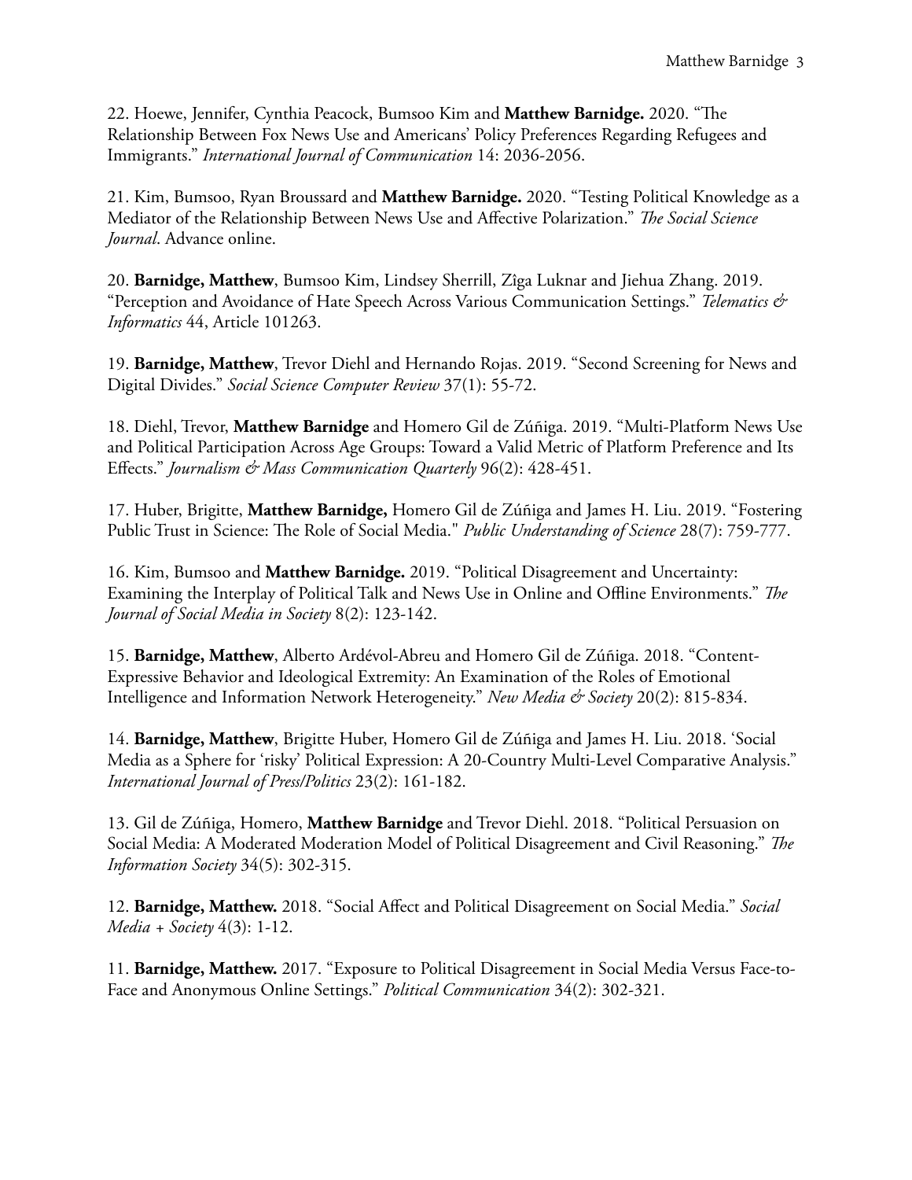22. Hoewe, Jennifer, Cynthia Peacock, Bumsoo Kim and **Matthew Barnidge.** 2020. "The Relationship Between Fox News Use and Americans' Policy Preferences Regarding Refugees and Immigrants." *International Journal of Communication* 14: 2036-2056.

21. Kim, Bumsoo, Ryan Broussard and **Matthew Barnidge.** 2020. "Testing Political Knowledge as a Mediator of the Relationship Between News Use and Affective Polarization." *The Social Science Journal*. Advance online.

20. **Barnidge, Matthew**, Bumsoo Kim, Lindsey Sherrill, Zîga Luknar and Jiehua Zhang. 2019. "Perception and Avoidance of Hate Speech Across Various Communication Settings." *Telematics & Informatics* 44, Article 101263.

19. **Barnidge, Matthew**, Trevor Diehl and Hernando Rojas. 2019. "Second Screening for News and Digital Divides." *Social Science Computer Review* 37(1): 55-72.

18. Diehl, Trevor, **Matthew Barnidge** and Homero Gil de Zúñiga. 2019. "Multi-Platform News Use and Political Participation Across Age Groups: Toward a Valid Metric of Platform Preference and Its Effects." *Journalism & Mass Communication Quarterly* 96(2): 428-451.

17. Huber, Brigitte, **Matthew Barnidge,** Homero Gil de Zúñiga and James H. Liu. 2019. "Fostering Public Trust in Science: The Role of Social Media." *Public Understanding of Science* 28(7): 759-777.

16. Kim, Bumsoo and **Matthew Barnidge.** 2019. "Political Disagreement and Uncertainty: Examining the Interplay of Political Talk and News Use in Online and Offline Environments." *The Journal of Social Media in Society* 8(2): 123-142.

15. **Barnidge, Matthew**, Alberto Ardévol-Abreu and Homero Gil de Zúñiga. 2018. "Content-Expressive Behavior and Ideological Extremity: An Examination of the Roles of Emotional Intelligence and Information Network Heterogeneity." *New Media & Society* 20(2): 815-834.

14. **Barnidge, Matthew**, Brigitte Huber, Homero Gil de Zúñiga and James H. Liu. 2018. 'Social Media as a Sphere for 'risky' Political Expression: A 20-Country Multi-Level Comparative Analysis." *International Journal of Press/Politics* 23(2): 161-182.

13. Gil de Zúñiga, Homero, **Matthew Barnidge** and Trevor Diehl. 2018. "Political Persuasion on Social Media: A Moderated Moderation Model of Political Disagreement and Civil Reasoning." *The Information Society* 34(5): 302-315.

12. **Barnidge, Matthew.** 2018. "Social Affect and Political Disagreement on Social Media." *Social Media + Society* 4(3): 1-12.

11. **Barnidge, Matthew.** 2017. "Exposure to Political Disagreement in Social Media Versus Face-to-Face and Anonymous Online Settings." *Political Communication* 34(2): 302-321.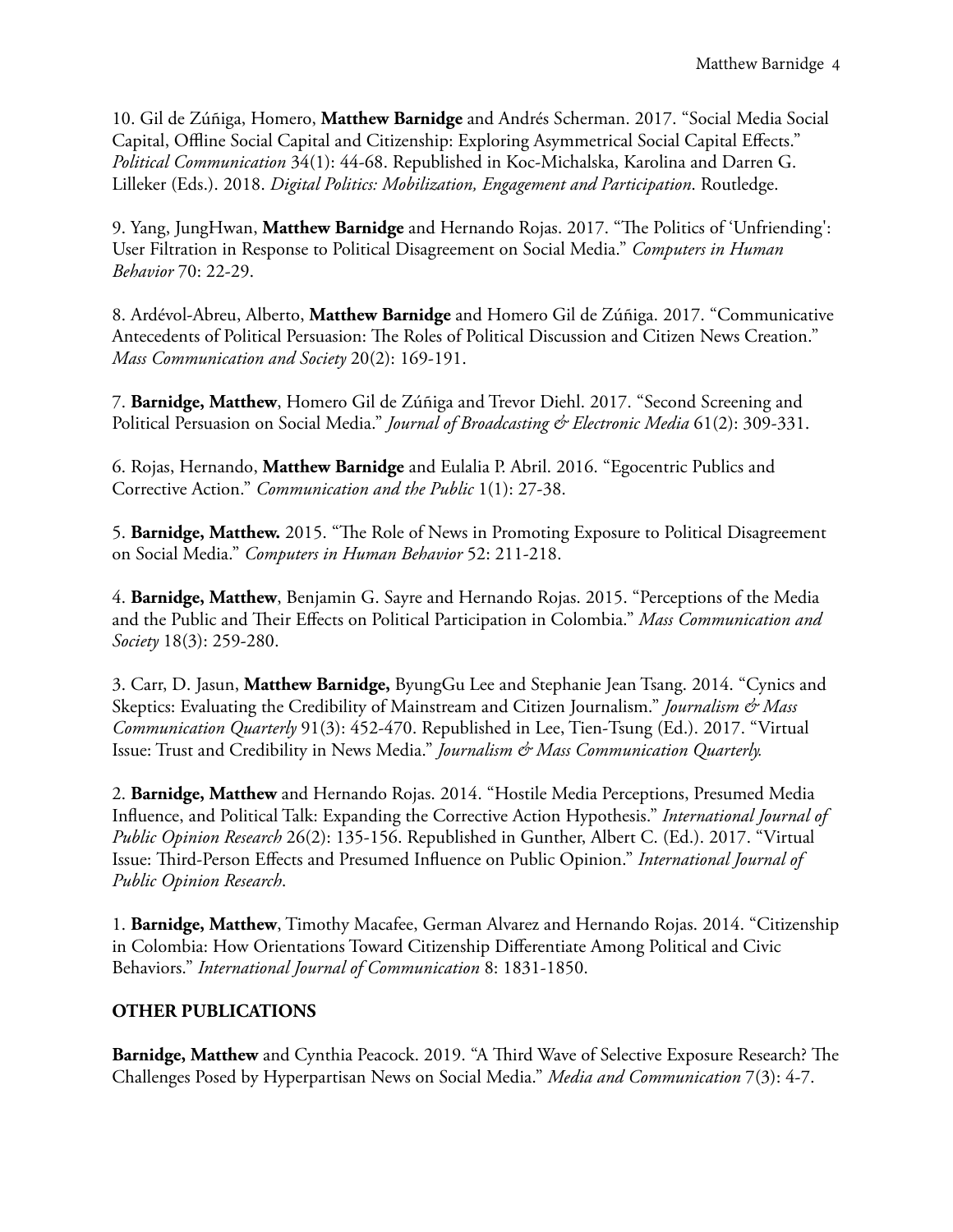10. Gil de Zúñiga, Homero, **Matthew Barnidge** and Andrés Scherman. 2017. "Social Media Social Capital, Offline Social Capital and Citizenship: Exploring Asymmetrical Social Capital Effects." *Political Communication* 34(1): 44-68. Republished in Koc-Michalska, Karolina and Darren G. Lilleker (Eds.). 2018. *Digital Politics: Mobilization, Engagement and Participation*. Routledge.

9. Yang, JungHwan, **Matthew Barnidge** and Hernando Rojas. 2017. "The Politics of 'Unfriending': User Filtration in Response to Political Disagreement on Social Media." *Computers in Human Behavior* 70: 22-29.

8. Ardévol-Abreu, Alberto, **Matthew Barnidge** and Homero Gil de Zúñiga. 2017. "Communicative Antecedents of Political Persuasion: The Roles of Political Discussion and Citizen News Creation." *Mass Communication and Society* 20(2): 169-191.

7. **Barnidge, Matthew**, Homero Gil de Zúñiga and Trevor Diehl. 2017. "Second Screening and Political Persuasion on Social Media." *Journal of Broadcasting & Electronic Media* 61(2): 309-331.

6. Rojas, Hernando, **Matthew Barnidge** and Eulalia P. Abril. 2016. "Egocentric Publics and Corrective Action." *Communication and the Public* 1(1): 27-38.

5. **Barnidge, Matthew.** 2015. "The Role of News in Promoting Exposure to Political Disagreement on Social Media." *Computers in Human Behavior* 52: 211-218.

4. **Barnidge, Matthew**, Benjamin G. Sayre and Hernando Rojas. 2015. "Perceptions of the Media and the Public and Their Effects on Political Participation in Colombia." *Mass Communication and Society* 18(3): 259-280.

3. Carr, D. Jasun, **Matthew Barnidge,** ByungGu Lee and Stephanie Jean Tsang. 2014. "Cynics and Skeptics: Evaluating the Credibility of Mainstream and Citizen Journalism." *Journalism & Mass Communication Quarterly* 91(3): 452-470. Republished in Lee, Tien-Tsung (Ed.). 2017. "Virtual Issue: Trust and Credibility in News Media." *Journalism & Mass Communication Quarterly.*

2. **Barnidge, Matthew** and Hernando Rojas. 2014. "Hostile Media Perceptions, Presumed Media Influence, and Political Talk: Expanding the Corrective Action Hypothesis." *International Journal of Public Opinion Research* 26(2): 135-156. Republished in Gunther, Albert C. (Ed.). 2017. "Virtual Issue: Third-Person Effects and Presumed Influence on Public Opinion." *International Journal of Public Opinion Research*.

1. **Barnidge, Matthew**, Timothy Macafee, German Alvarez and Hernando Rojas. 2014. "Citizenship in Colombia: How Orientations Toward Citizenship Differentiate Among Political and Civic Behaviors." *International Journal of Communication* 8: 1831-1850.

## OTHER PUBLICATIONS

**Barnidge, Matthew** and Cynthia Peacock. 2019. "A Third Wave of Selective Exposure Research? The Challenges Posed by Hyperpartisan News on Social Media." *Media and Communication* 7(3): 4-7.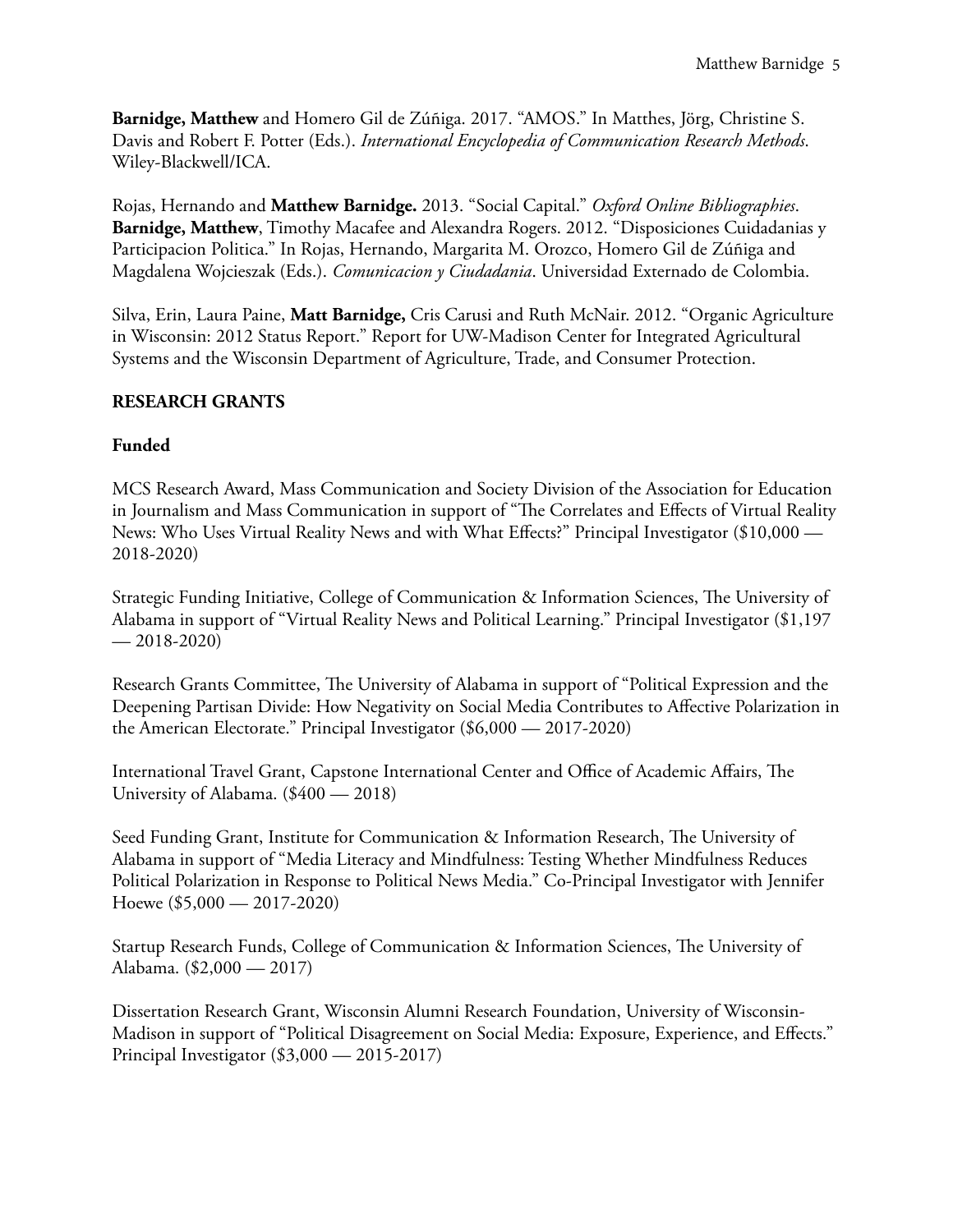**Barnidge, Matthew** and Homero Gil de Zúñiga. 2017. "AMOS." In Matthes, Jörg, Christine S. Davis and Robert F. Potter (Eds.). *International Encyclopedia of Communication Research Methods*. Wiley-Blackwell/ICA.

Rojas, Hernando and **Matthew Barnidge.** 2013. "Social Capital." *Oxford Online Bibliographies*.
**Barnidge, Matthew**, Timothy Macafee and Alexandra Rogers. 2012. "Disposiciones Cuidadanias y Participacion Politica." In Rojas, Hernando, Margarita M. Orozco, Homero Gil de Zúñiga and Magdalena Wojcieszak (Eds.). *Comunicacion y Ciudadania*. Universidad Externado de Colombia.

Silva, Erin, Laura Paine, **Matt Barnidge,** Cris Carusi and Ruth McNair. 2012. "Organic Agriculture in Wisconsin: 2012 Status Report." Report for UW-Madison Center for Integrated Agricultural Systems and the Wisconsin Department of Agriculture, Trade, and Consumer Protection.

## RESEARCH GRANTS

### Funded

MCS Research Award, Mass Communication and Society Division of the Association for Education in Journalism and Mass Communication in support of "The Correlates and Effects of Virtual Reality News: Who Uses Virtual Reality News and with What Effects?" Principal Investigator ($10,000 — 2018-2020)

Strategic Funding Initiative, College of Communication & Information Sciences, The University of Alabama in support of "Virtual Reality News and Political Learning." Principal Investigator ($1,197 — 2018-2020)

Research Grants Committee, The University of Alabama in support of "Political Expression and the Deepening Partisan Divide: How Negativity on Social Media Contributes to Affective Polarization in the American Electorate." Principal Investigator ($6,000 — 2017-2020)

International Travel Grant, Capstone International Center and Office of Academic Affairs, The University of Alabama. ($400 — 2018)

Seed Funding Grant, Institute for Communication & Information Research, The University of Alabama in support of "Media Literacy and Mindfulness: Testing Whether Mindfulness Reduces Political Polarization in Response to Political News Media." Co-Principal Investigator with Jennifer Hoewe ($5,000 — 2017-2020)

Startup Research Funds, College of Communication & Information Sciences, The University of Alabama. ($2,000 — 2017)

Dissertation Research Grant, Wisconsin Alumni Research Foundation, University of Wisconsin-Madison in support of "Political Disagreement on Social Media: Exposure, Experience, and Effects." Principal Investigator ($3,000 — 2015-2017)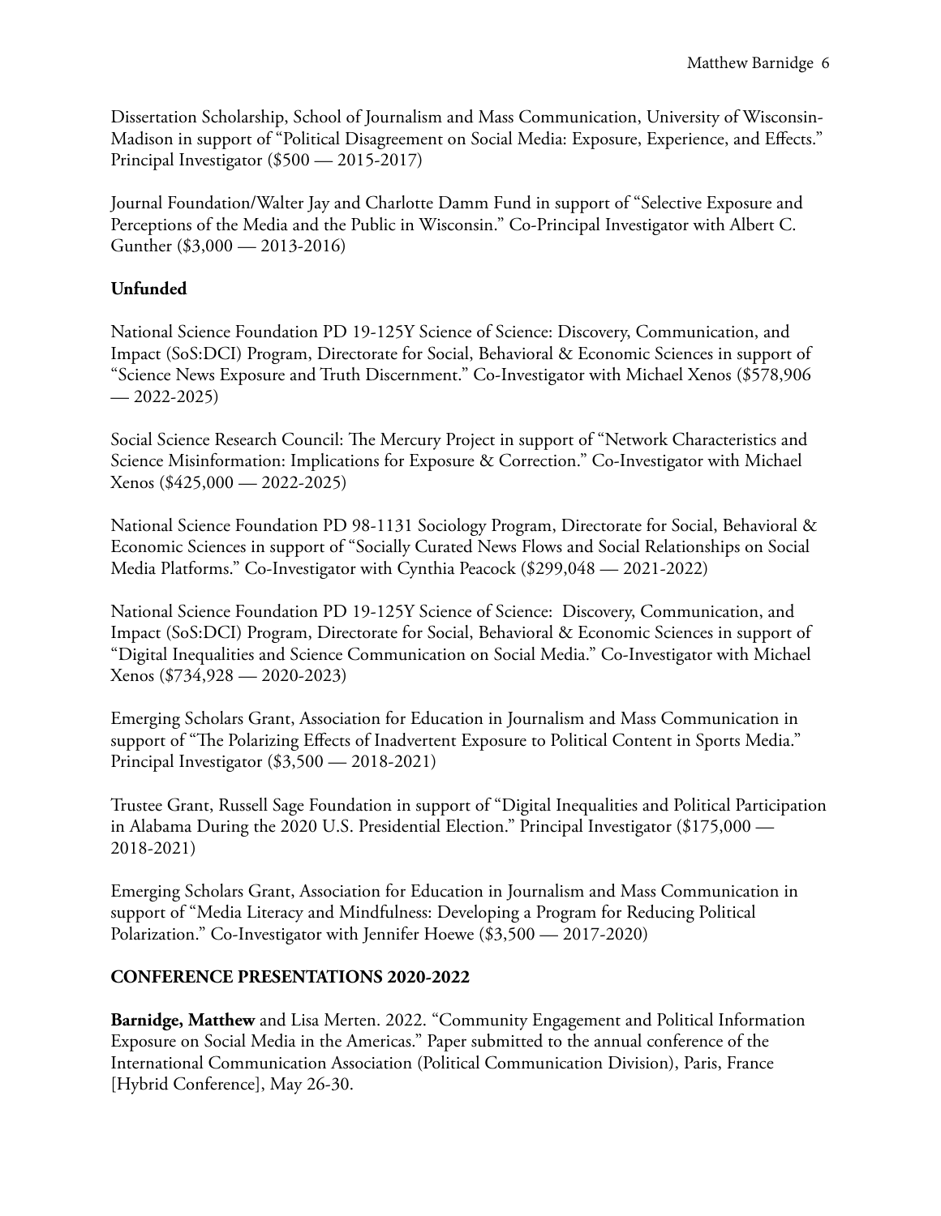Dissertation Scholarship, School of Journalism and Mass Communication, University of Wisconsin-Madison in support of "Political Disagreement on Social Media: Exposure, Experience, and Effects." Principal Investigator ($500 — 2015-2017)

Journal Foundation/Walter Jay and Charlotte Damm Fund in support of "Selective Exposure and Perceptions of the Media and the Public in Wisconsin." Co-Principal Investigator with Albert C. Gunther ($3,000 — 2013-2016)

**Unfunded**

National Science Foundation PD 19-125Y Science of Science: Discovery, Communication, and Impact (SoS:DCI) Program, Directorate for Social, Behavioral & Economic Sciences in support of "Science News Exposure and Truth Discernment." Co-Investigator with Michael Xenos ($578,906 — 2022-2025)

Social Science Research Council: The Mercury Project in support of "Network Characteristics and Science Misinformation: Implications for Exposure & Correction." Co-Investigator with Michael Xenos ($425,000 — 2022-2025)

National Science Foundation PD 98-1131 Sociology Program, Directorate for Social, Behavioral & Economic Sciences in support of "Socially Curated News Flows and Social Relationships on Social Media Platforms." Co-Investigator with Cynthia Peacock ($299,048 — 2021-2022)

National Science Foundation PD 19-125Y Science of Science: Discovery, Communication, and Impact (SoS:DCI) Program, Directorate for Social, Behavioral & Economic Sciences in support of "Digital Inequalities and Science Communication on Social Media." Co-Investigator with Michael Xenos ($734,928 — 2020-2023)

Emerging Scholars Grant, Association for Education in Journalism and Mass Communication in support of "The Polarizing Effects of Inadvertent Exposure to Political Content in Sports Media." Principal Investigator ($3,500 — 2018-2021)

Trustee Grant, Russell Sage Foundation in support of "Digital Inequalities and Political Participation in Alabama During the 2020 U.S. Presidential Election." Principal Investigator ($175,000 — 2018-2021)

Emerging Scholars Grant, Association for Education in Journalism and Mass Communication in support of "Media Literacy and Mindfulness: Developing a Program for Reducing Political Polarization." Co-Investigator with Jennifer Hoewe ($3,500 — 2017-2020)

## CONFERENCE PRESENTATIONS 2020-2022

**Barnidge, Matthew** and Lisa Merten. 2022. "Community Engagement and Political Information Exposure on Social Media in the Americas." Paper submitted to the annual conference of the International Communication Association (Political Communication Division), Paris, France [Hybrid Conference], May 26-30.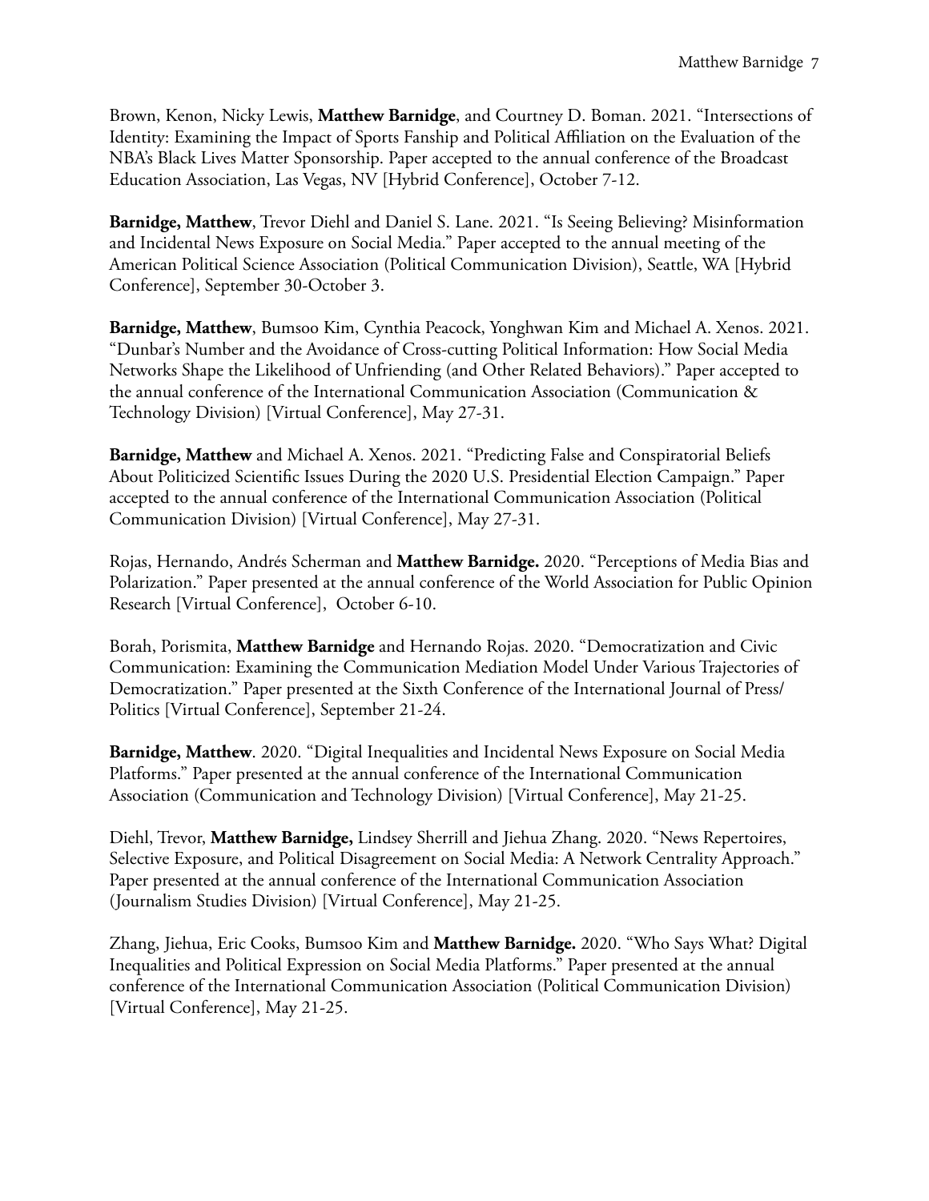Brown, Kenon, Nicky Lewis, **Matthew Barnidge**, and Courtney D. Boman. 2021. "Intersections of Identity: Examining the Impact of Sports Fanship and Political Affiliation on the Evaluation of the NBA's Black Lives Matter Sponsorship. Paper accepted to the annual conference of the Broadcast Education Association, Las Vegas, NV [Hybrid Conference], October 7-12.

**Barnidge, Matthew**, Trevor Diehl and Daniel S. Lane. 2021. "Is Seeing Believing? Misinformation and Incidental News Exposure on Social Media." Paper accepted to the annual meeting of the American Political Science Association (Political Communication Division), Seattle, WA [Hybrid Conference], September 30-October 3.

**Barnidge, Matthew**, Bumsoo Kim, Cynthia Peacock, Yonghwan Kim and Michael A. Xenos. 2021. "Dunbar's Number and the Avoidance of Cross-cutting Political Information: How Social Media Networks Shape the Likelihood of Unfriending (and Other Related Behaviors)." Paper accepted to the annual conference of the International Communication Association (Communication & Technology Division) [Virtual Conference], May 27-31.

**Barnidge, Matthew** and Michael A. Xenos. 2021. "Predicting False and Conspiratorial Beliefs About Politicized Scientific Issues During the 2020 U.S. Presidential Election Campaign." Paper accepted to the annual conference of the International Communication Association (Political Communication Division) [Virtual Conference], May 27-31.

Rojas, Hernando, Andrés Scherman and **Matthew Barnidge.** 2020. "Perceptions of Media Bias and Polarization." Paper presented at the annual conference of the World Association for Public Opinion Research [Virtual Conference], October 6-10.

Borah, Porismita, **Matthew Barnidge** and Hernando Rojas. 2020. "Democratization and Civic Communication: Examining the Communication Mediation Model Under Various Trajectories of Democratization." Paper presented at the Sixth Conference of the International Journal of Press/Politics [Virtual Conference], September 21-24.

**Barnidge, Matthew**. 2020. "Digital Inequalities and Incidental News Exposure on Social Media Platforms." Paper presented at the annual conference of the International Communication Association (Communication and Technology Division) [Virtual Conference], May 21-25.

Diehl, Trevor, **Matthew Barnidge,** Lindsey Sherrill and Jiehua Zhang. 2020. "News Repertoires, Selective Exposure, and Political Disagreement on Social Media: A Network Centrality Approach." Paper presented at the annual conference of the International Communication Association (Journalism Studies Division) [Virtual Conference], May 21-25.

Zhang, Jiehua, Eric Cooks, Bumsoo Kim and **Matthew Barnidge.** 2020. "Who Says What? Digital Inequalities and Political Expression on Social Media Platforms." Paper presented at the annual conference of the International Communication Association (Political Communication Division) [Virtual Conference], May 21-25.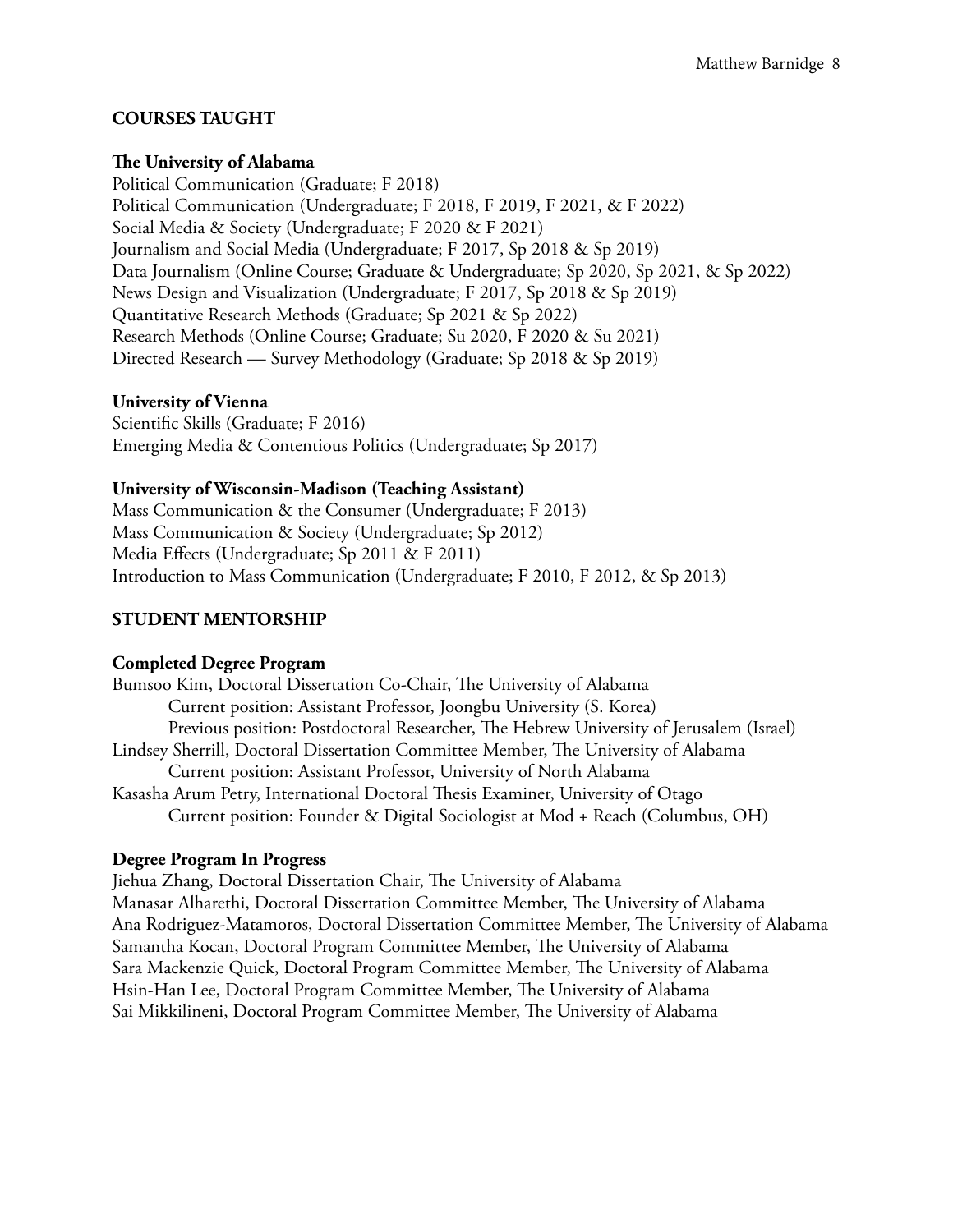## COURSES TAUGHT

### The University of Alabama

Political Communication (Graduate; F 2018)
Political Communication (Undergraduate; F 2018, F 2019, F 2021, & F 2022)
Social Media & Society (Undergraduate; F 2020 & F 2021)
Journalism and Social Media (Undergraduate; F 2017, Sp 2018 & Sp 2019)
Data Journalism (Online Course; Graduate & Undergraduate; Sp 2020, Sp 2021, & Sp 2022)
News Design and Visualization (Undergraduate; F 2017, Sp 2018 & Sp 2019)
Quantitative Research Methods (Graduate; Sp 2021 & Sp 2022)
Research Methods (Online Course; Graduate; Su 2020, F 2020 & Su 2021)
Directed Research — Survey Methodology (Graduate; Sp 2018 & Sp 2019)

### University of Vienna

Scientific Skills (Graduate; F 2016)
Emerging Media & Contentious Politics (Undergraduate; Sp 2017)

### University of Wisconsin-Madison (Teaching Assistant)

Mass Communication & the Consumer (Undergraduate; F 2013)
Mass Communication & Society (Undergraduate; Sp 2012)
Media Effects (Undergraduate; Sp 2011 & F 2011)
Introduction to Mass Communication (Undergraduate; F 2010, F 2012, & Sp 2013)

## STUDENT MENTORSHIP

### Completed Degree Program

Bumsoo Kim, Doctoral Dissertation Co-Chair, The University of Alabama
  Current position: Assistant Professor, Joongbu University (S. Korea)
  Previous position: Postdoctoral Researcher, The Hebrew University of Jerusalem (Israel)
Lindsey Sherrill, Doctoral Dissertation Committee Member, The University of Alabama
  Current position: Assistant Professor, University of North Alabama
Kasasha Arum Petry, International Doctoral Thesis Examiner, University of Otago
  Current position: Founder & Digital Sociologist at Mod + Reach (Columbus, OH)

### Degree Program In Progress

Jiehua Zhang, Doctoral Dissertation Chair, The University of Alabama
Manasar Alharethi, Doctoral Dissertation Committee Member, The University of Alabama
Ana Rodriguez-Matamoros, Doctoral Dissertation Committee Member, The University of Alabama
Samantha Kocan, Doctoral Program Committee Member, The University of Alabama
Sara Mackenzie Quick, Doctoral Program Committee Member, The University of Alabama
Hsin-Han Lee, Doctoral Program Committee Member, The University of Alabama
Sai Mikkilineni, Doctoral Program Committee Member, The University of Alabama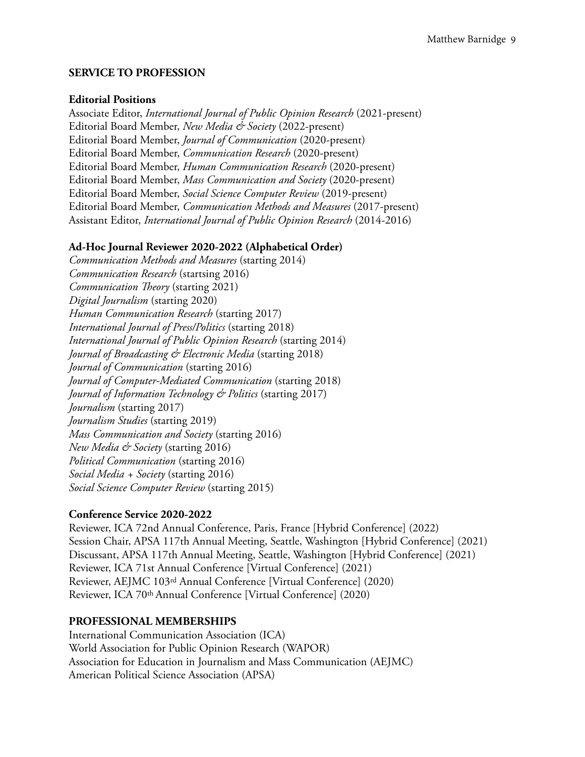## SERVICE TO PROFESSION

### Editorial Positions

Associate Editor, *International Journal of Public Opinion Research* (2021-present)
Editorial Board Member, *New Media & Society* (2022-present)
Editorial Board Member, *Journal of Communication* (2020-present)
Editorial Board Member, *Communication Research* (2020-present)
Editorial Board Member, *Human Communication Research* (2020-present)
Editorial Board Member, *Mass Communication and Society* (2020-present)
Editorial Board Member, *Social Science Computer Review* (2019-present)
Editorial Board Member, *Communication Methods and Measures* (2017-present)
Assistant Editor, *International Journal of Public Opinion Research* (2014-2016)

### Ad-Hoc Journal Reviewer 2020-2022 (Alphabetical Order)

*Communication Methods and Measures* (starting 2014)
*Communication Research* (startsing 2016)
*Communication Theory* (starting 2021)
*Digital Journalism* (starting 2020)
*Human Communication Research* (starting 2017)
*International Journal of Press/Politics* (starting 2018)
*International Journal of Public Opinion Research* (starting 2014)
*Journal of Broadcasting & Electronic Media* (starting 2018)
*Journal of Communication* (starting 2016)
*Journal of Computer-Mediated Communication* (starting 2018)
*Journal of Information Technology & Politics* (starting 2017)
*Journalism* (starting 2017)
*Journalism Studies* (starting 2019)
*Mass Communication and Society* (starting 2016)
*New Media & Society* (starting 2016)
*Political Communication* (starting 2016)
*Social Media + Society* (starting 2016)
*Social Science Computer Review* (starting 2015)

### Conference Service 2020-2022

Reviewer, ICA 72nd Annual Conference, Paris, France [Hybrid Conference] (2022)
Session Chair, APSA 117th Annual Meeting, Seattle, Washington [Hybrid Conference] (2021)
Discussant, APSA 117th Annual Meeting, Seattle, Washington [Hybrid Conference] (2021)
Reviewer, ICA 71st Annual Conference [Virtual Conference] (2021)
Reviewer, AEJMC 103rd Annual Conference [Virtual Conference] (2020)
Reviewer, ICA 70th Annual Conference [Virtual Conference] (2020)

## PROFESSIONAL MEMBERSHIPS

International Communication Association (ICA)
World Association for Public Opinion Research (WAPOR)
Association for Education in Journalism and Mass Communication (AEJMC)
American Political Science Association (APSA)